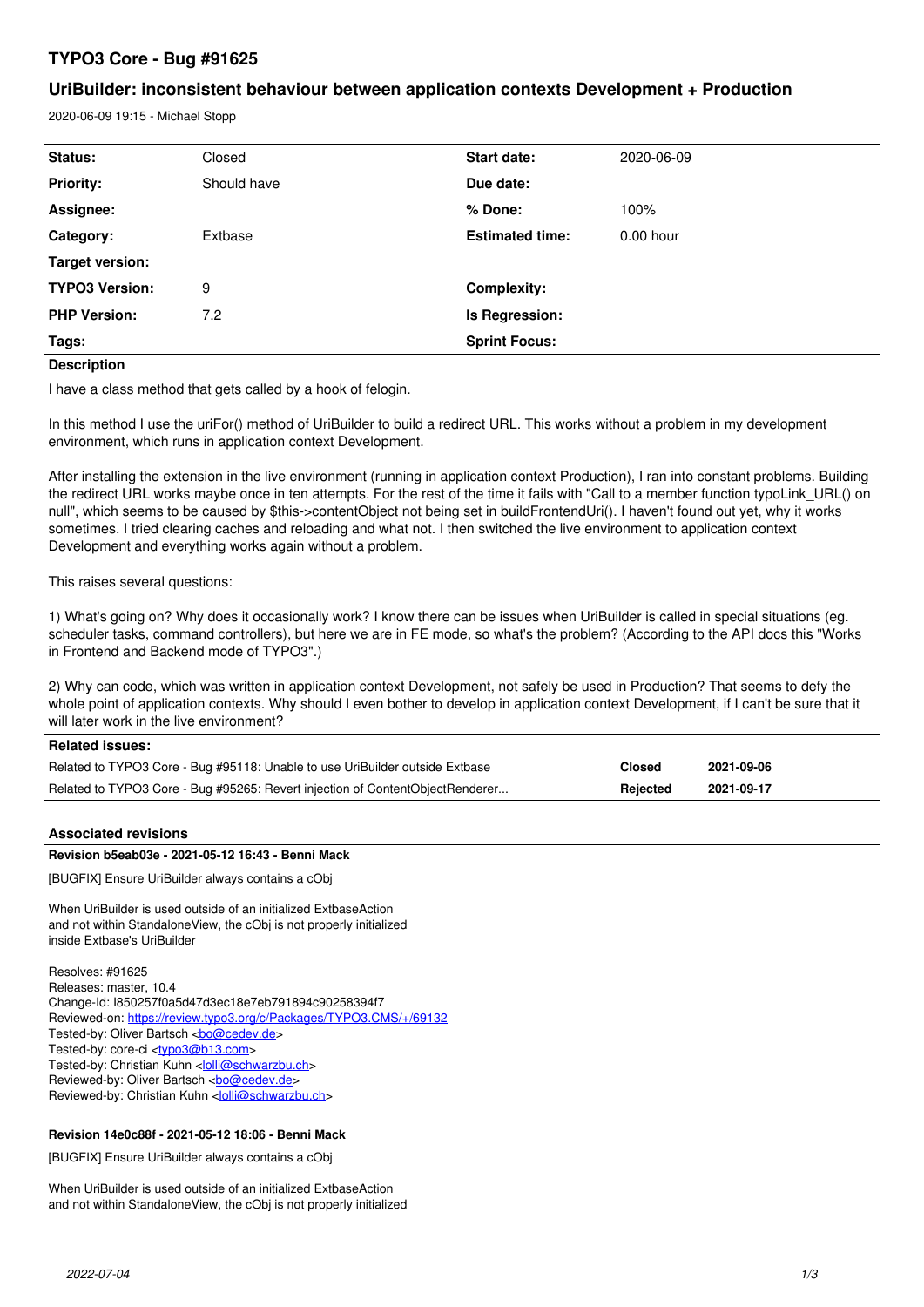# TYPO3 Core - Bug #91625

## UriBuilder: inconsistent behaviour between application contexts Development + Production

2020-06-09 19:15 - Michael Stopp

| | | | |
|---|---|---|---|
| **Status:** | Closed | **Start date:** | 2020-06-09 |
| **Priority:** | Should have | **Due date:** | |
| **Assignee:** | | **% Done:** | 100% |
| **Category:** | Extbase | **Estimated time:** | 0.00 hour |
| **Target version:** | | | |
| **TYPO3 Version:** | 9 | **Complexity:** | |
| **PHP Version:** | 7.2 | **Is Regression:** | |
| **Tags:** | | **Sprint Focus:** | |

**Description**

I have a class method that gets called by a hook of felogin.

In this method I use the uriFor() method of UriBuilder to build a redirect URL. This works without a problem in my development environment, which runs in application context Development.

After installing the extension in the live environment (running in application context Production), I ran into constant problems. Building the redirect URL works maybe once in ten attempts. For the rest of the time it fails with "Call to a member function typoLink_URL() on null", which seems to be caused by $this->contentObject not being set in buildFrontendUri(). I haven't found out yet, why it works sometimes. I tried clearing caches and reloading and what not. I then switched the live environment to application context Development and everything works again without a problem.

This raises several questions:

1) What's going on? Why does it occasionally work? I know there can be issues when UriBuilder is called in special situations (eg. scheduler tasks, command controllers), but here we are in FE mode, so what's the problem? (According to the API docs this "Works in Frontend and Backend mode of TYPO3".)

2) Why can code, which was written in application context Development, not safely be used in Production? That seems to defy the whole point of application contexts. Why should I even bother to develop in application context Development, if I can't be sure that it will later work in the live environment?

**Related issues:**

| | | |
|---|---|---|
| Related to TYPO3 Core - Bug #95118: Unable to use UriBuilder outside Extbase | **Closed** | **2021-09-06** |
| Related to TYPO3 Core - Bug #95265: Revert injection of ContentObjectRenderer... | **Rejected** | **2021-09-17** |

### Associated revisions

**Revision b5eab03e - 2021-05-12 16:43 - Benni Mack**

[BUGFIX] Ensure UriBuilder always contains a cObj

When UriBuilder is used outside of an initialized ExtbaseAction
and not within StandaloneView, the cObj is not properly initialized
inside Extbase's UriBuilder

Resolves: #91625
Releases: master, 10.4
Change-Id: I850257f0a5d47d3ec18e7eb791894c90258394f7
Reviewed-on: https://review.typo3.org/c/Packages/TYPO3.CMS/+/69132
Tested-by: Oliver Bartsch <bo@cedev.de>
Tested-by: core-ci <typo3@b13.com>
Tested-by: Christian Kuhn <lolli@schwarzbu.ch>
Reviewed-by: Oliver Bartsch <bo@cedev.de>
Reviewed-by: Christian Kuhn <lolli@schwarzbu.ch>

**Revision 14e0c88f - 2021-05-12 18:06 - Benni Mack**

[BUGFIX] Ensure UriBuilder always contains a cObj

When UriBuilder is used outside of an initialized ExtbaseAction
and not within StandaloneView, the cObj is not properly initialized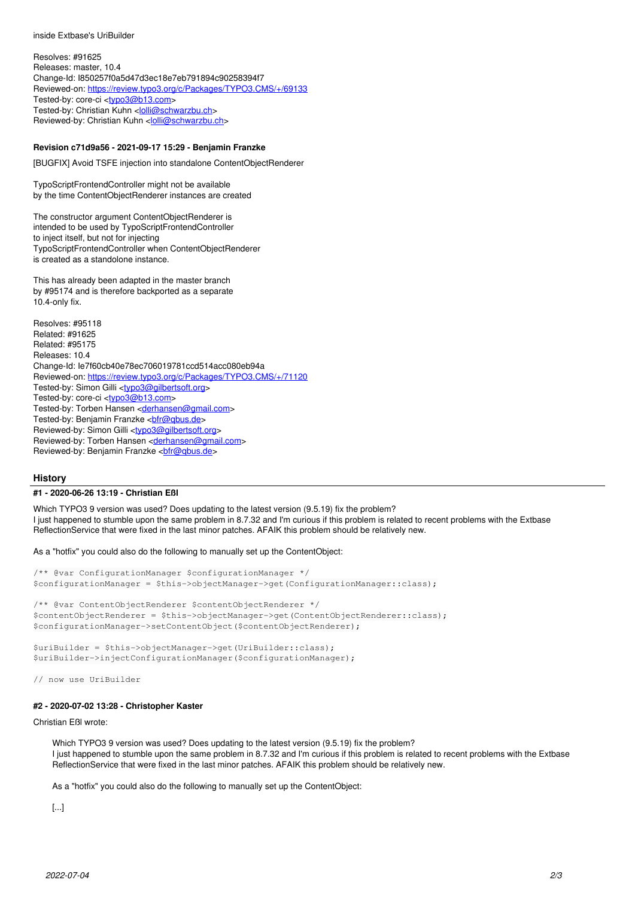inside Extbase's UriBuilder

Resolves: #91625
Releases: master, 10.4
Change-Id: I850257f0a5d47d3ec18e7eb791894c90258394f7
Reviewed-on: https://review.typo3.org/c/Packages/TYPO3.CMS/+/69133
Tested-by: core-ci <typo3@b13.com>
Tested-by: Christian Kuhn <lolli@schwarzbu.ch>
Reviewed-by: Christian Kuhn <lolli@schwarzbu.ch>

#### Revision c71d9a56 - 2021-09-17 15:29 - Benjamin Franzke

[BUGFIX] Avoid TSFE injection into standalone ContentObjectRenderer

TypoScriptFrontendController might not be available
by the time ContentObjectRenderer instances are created

The constructor argument ContentObjectRenderer is
intended to be used by TypoScriptFrontendController
to inject itself, but not for injecting
TypoScriptFrontendController when ContentObjectRenderer
is created as a standolone instance.

This has already been adapted in the master branch
by #95174 and is therefore backported as a separate
10.4-only fix.

Resolves: #95118
Related: #91625
Related: #95175
Releases: 10.4
Change-Id: Ie7f60cb40e78ec706019781ccd514acc080eb94a
Reviewed-on: https://review.typo3.org/c/Packages/TYPO3.CMS/+/71120
Tested-by: Simon Gilli <typo3@gilbertsoft.org>
Tested-by: core-ci <typo3@b13.com>
Tested-by: Torben Hansen <derhansen@gmail.com>
Tested-by: Benjamin Franzke <bfr@qbus.de>
Reviewed-by: Simon Gilli <typo3@gilbertsoft.org>
Reviewed-by: Torben Hansen <derhansen@gmail.com>
Reviewed-by: Benjamin Franzke <bfr@qbus.de>

## History

#### #1 - 2020-06-26 13:19 - Christian Eßl

Which TYPO3 9 version was used? Does updating to the latest version (9.5.19) fix the problem?
I just happened to stumble upon the same problem in 8.7.32 and I'm curious if this problem is related to recent problems with the Extbase ReflectionService that were fixed in the last minor patches. AFAIK this problem should be relatively new.

As a "hotfix" you could also do the following to manually set up the ContentObject:

```
/** @var ConfigurationManager $configurationManager */
$configurationManager = $this->objectManager->get(ConfigurationManager::class);

/** @var ContentObjectRenderer $contentObjectRenderer */
$contentObjectRenderer = $this->objectManager->get(ContentObjectRenderer::class);
$configurationManager->setContentObject($contentObjectRenderer);

$uriBuilder = $this->objectManager->get(UriBuilder::class);
$uriBuilder->injectConfigurationManager($configurationManager);

// now use UriBuilder
```

#### #2 - 2020-07-02 13:28 - Christopher Kaster

Christian Eßl wrote:

> Which TYPO3 9 version was used? Does updating to the latest version (9.5.19) fix the problem?
> I just happened to stumble upon the same problem in 8.7.32 and I'm curious if this problem is related to recent problems with the Extbase ReflectionService that were fixed in the last minor patches. AFAIK this problem should be relatively new.
>
> As a "hotfix" you could also do the following to manually set up the ContentObject:
>
> [...]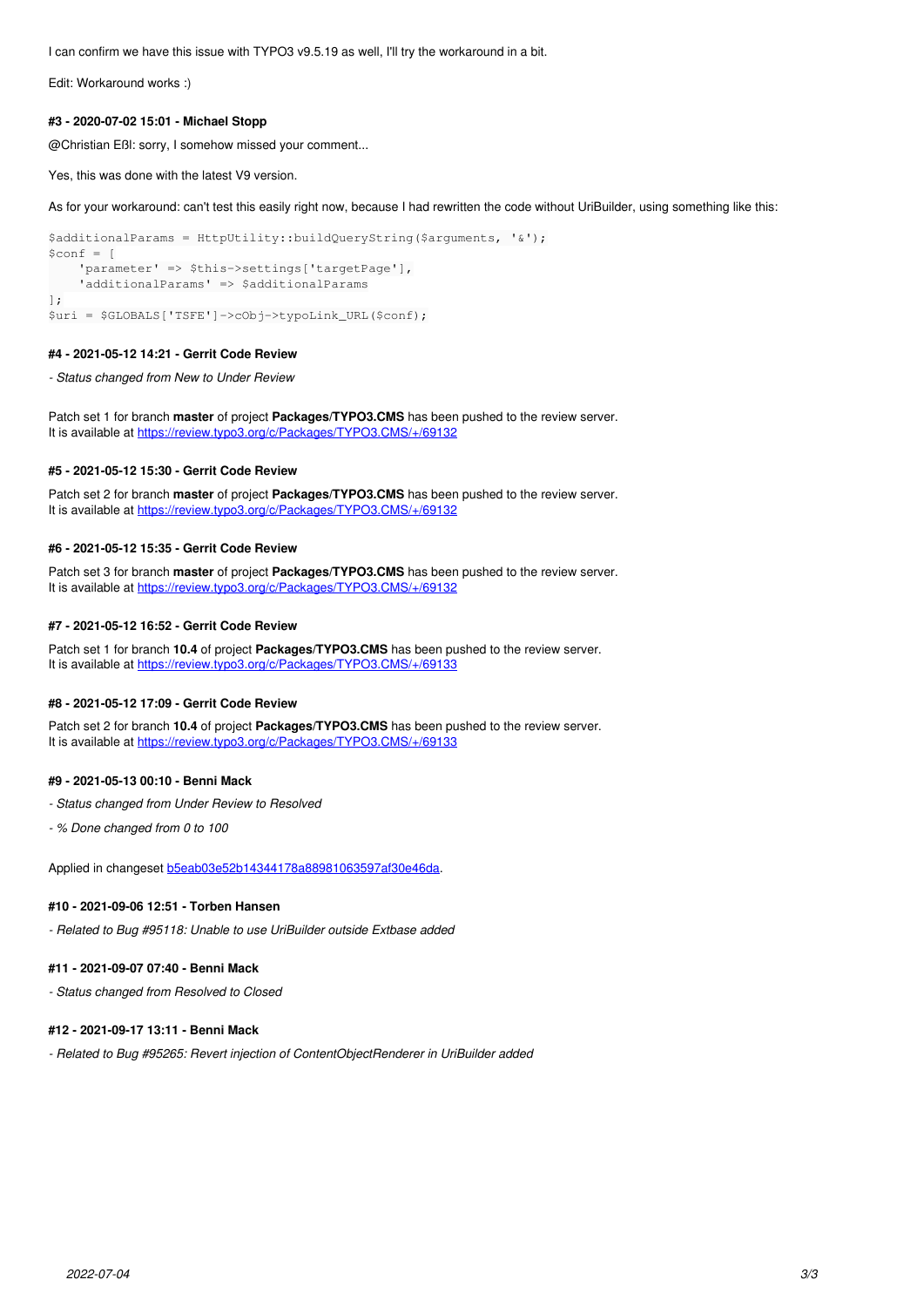I can confirm we have this issue with TYPO3 v9.5.19 as well, I'll try the workaround in a bit.

Edit: Workaround works :)

#### #3 - 2020-07-02 15:01 - Michael Stopp

@Christian Eßl: sorry, I somehow missed your comment...

Yes, this was done with the latest V9 version.

As for your workaround: can't test this easily right now, because I had rewritten the code without UriBuilder, using something like this:

```
$additionalParams = HttpUtility::buildQueryString($arguments, '&');
$conf = [
    'parameter' => $this->settings['targetPage'],
    'additionalParams' => $additionalParams
];
$uri = $GLOBALS['TSFE']->cObj->typoLink_URL($conf);
```

#### #4 - 2021-05-12 14:21 - Gerrit Code Review

*- Status changed from New to Under Review*

Patch set 1 for branch **master** of project **Packages/TYPO3.CMS** has been pushed to the review server.
It is available at https://review.typo3.org/c/Packages/TYPO3.CMS/+/69132

#### #5 - 2021-05-12 15:30 - Gerrit Code Review

Patch set 2 for branch **master** of project **Packages/TYPO3.CMS** has been pushed to the review server.
It is available at https://review.typo3.org/c/Packages/TYPO3.CMS/+/69132

#### #6 - 2021-05-12 15:35 - Gerrit Code Review

Patch set 3 for branch **master** of project **Packages/TYPO3.CMS** has been pushed to the review server.
It is available at https://review.typo3.org/c/Packages/TYPO3.CMS/+/69132

#### #7 - 2021-05-12 16:52 - Gerrit Code Review

Patch set 1 for branch **10.4** of project **Packages/TYPO3.CMS** has been pushed to the review server.
It is available at https://review.typo3.org/c/Packages/TYPO3.CMS/+/69133

#### #8 - 2021-05-12 17:09 - Gerrit Code Review

Patch set 2 for branch **10.4** of project **Packages/TYPO3.CMS** has been pushed to the review server.
It is available at https://review.typo3.org/c/Packages/TYPO3.CMS/+/69133

#### #9 - 2021-05-13 00:10 - Benni Mack

*- Status changed from Under Review to Resolved*

*- % Done changed from 0 to 100*

Applied in changeset b5eab03e52b14344178a88981063597af30e46da.

#### #10 - 2021-09-06 12:51 - Torben Hansen

*- Related to Bug #95118: Unable to use UriBuilder outside Extbase added*

#### #11 - 2021-09-07 07:40 - Benni Mack

*- Status changed from Resolved to Closed*

#### #12 - 2021-09-17 13:11 - Benni Mack

*- Related to Bug #95265: Revert injection of ContentObjectRenderer in UriBuilder added*